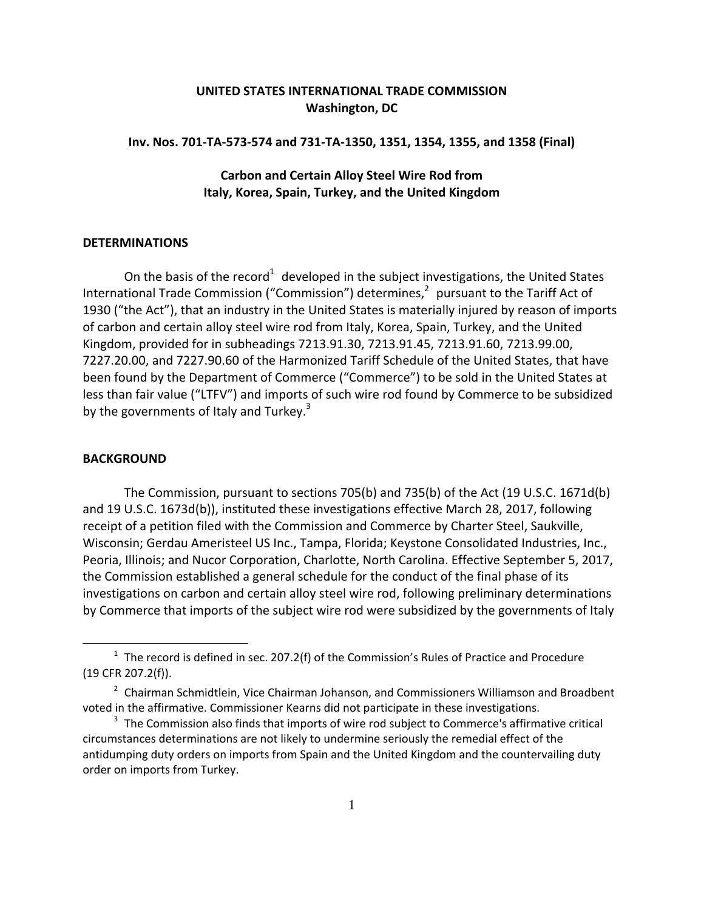**UNITED STATES INTERNATIONAL TRADE COMMISSION**
**Washington, DC**

**Inv. Nos. 701-TA-573-574 and 731-TA-1350, 1351, 1354, 1355, and 1358 (Final)**

**Carbon and Certain Alloy Steel Wire Rod from Italy, Korea, Spain, Turkey, and the United Kingdom**

## DETERMINATIONS

On the basis of the record[1] developed in the subject investigations, the United States International Trade Commission ("Commission") determines,[2] pursuant to the Tariff Act of 1930 ("the Act"), that an industry in the United States is materially injured by reason of imports of carbon and certain alloy steel wire rod from Italy, Korea, Spain, Turkey, and the United Kingdom, provided for in subheadings 7213.91.30, 7213.91.45, 7213.91.60, 7213.99.00, 7227.20.00, and 7227.90.60 of the Harmonized Tariff Schedule of the United States, that have been found by the Department of Commerce ("Commerce") to be sold in the United States at less than fair value ("LTFV") and imports of such wire rod found by Commerce to be subsidized by the governments of Italy and Turkey.[3]

## BACKGROUND

The Commission, pursuant to sections 705(b) and 735(b) of the Act (19 U.S.C. 1671d(b) and 19 U.S.C. 1673d(b)), instituted these investigations effective March 28, 2017, following receipt of a petition filed with the Commission and Commerce by Charter Steel, Saukville, Wisconsin; Gerdau Ameristeel US Inc., Tampa, Florida; Keystone Consolidated Industries, Inc., Peoria, Illinois; and Nucor Corporation, Charlotte, North Carolina. Effective September 5, 2017, the Commission established a general schedule for the conduct of the final phase of its investigations on carbon and certain alloy steel wire rod, following preliminary determinations by Commerce that imports of the subject wire rod were subsidized by the governments of Italy

---

[1] The record is defined in sec. 207.2(f) of the Commission's Rules of Practice and Procedure (19 CFR 207.2(f)).

[2] Chairman Schmidtlein, Vice Chairman Johanson, and Commissioners Williamson and Broadbent voted in the affirmative. Commissioner Kearns did not participate in these investigations.

[3] The Commission also finds that imports of wire rod subject to Commerce's affirmative critical circumstances determinations are not likely to undermine seriously the remedial effect of the antidumping duty orders on imports from Spain and the United Kingdom and the countervailing duty order on imports from Turkey.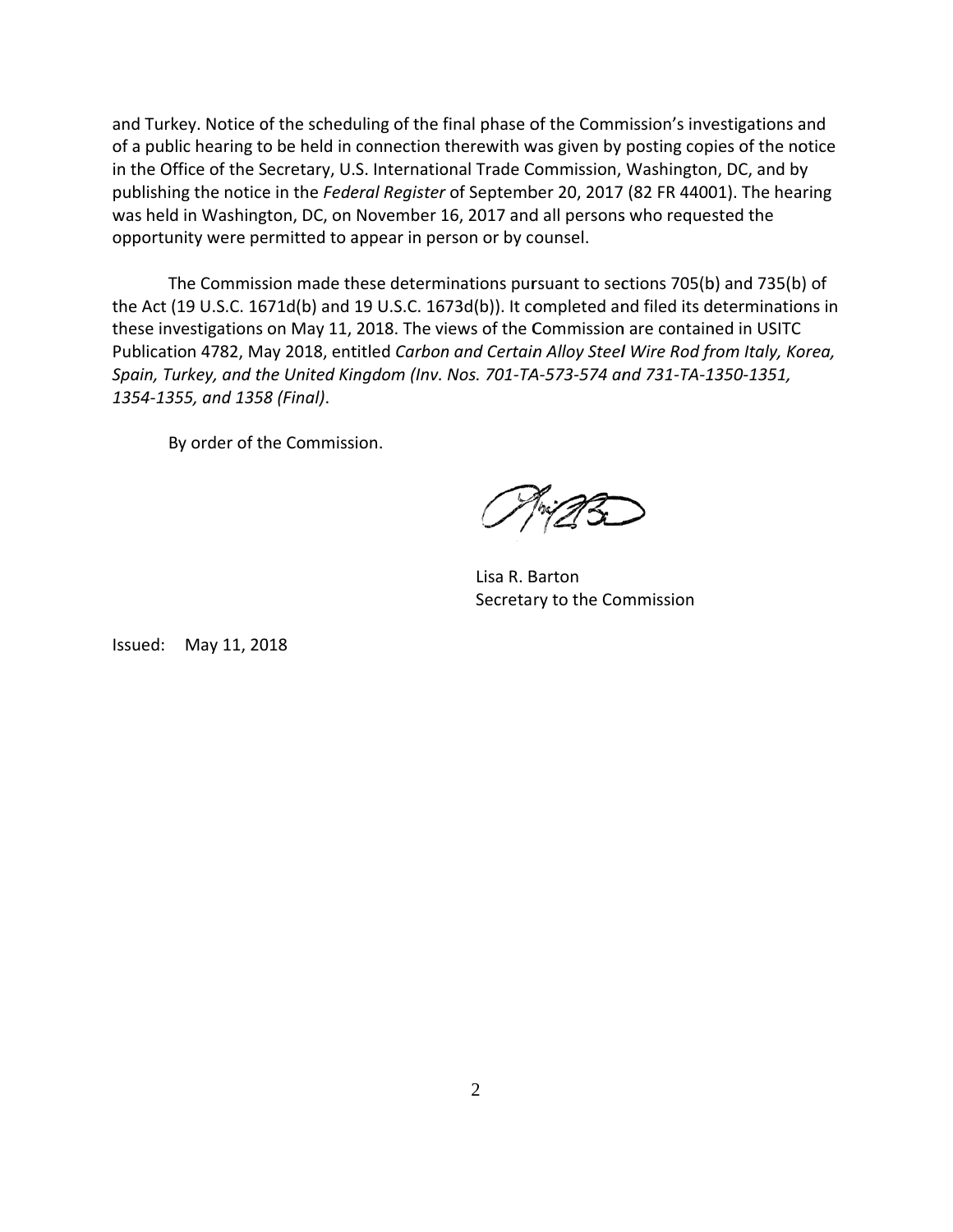and Turkey. Notice of the scheduling of the final phase of the Commission's investigations and of a public hearing to be held in connection therewith was given by posting copies of the notice in the Office of the Secretary, U.S. International Trade Commission, Washington, DC, and by publishing the notice in the *Federal Register* of September 20, 2017 (82 FR 44001). The hearing was held in Washington, DC, on November 16, 2017 and all persons who requested the opportunity were permitted to appear in person or by counsel.

The Commission made these determinations pursuant to sections 705(b) and 735(b) of the Act (19 U.S.C. 1671d(b) and 19 U.S.C. 1673d(b)). It completed and filed its determinations in these investigations on May 11, 2018. The views of the Commission are contained in USITC Publication 4782, May 2018, entitled *Carbon and Certain Alloy Steel Wire Rod from Italy, Korea, Spain, Turkey, and the United Kingdom (Inv. Nos. 701-TA-573-574 and 731-TA-1350-1351, 1354-1355, and 1358 (Final)*.

By order of the Commission.

Lisa R. Barton
Secretary to the Commission

Issued: May 11, 2018